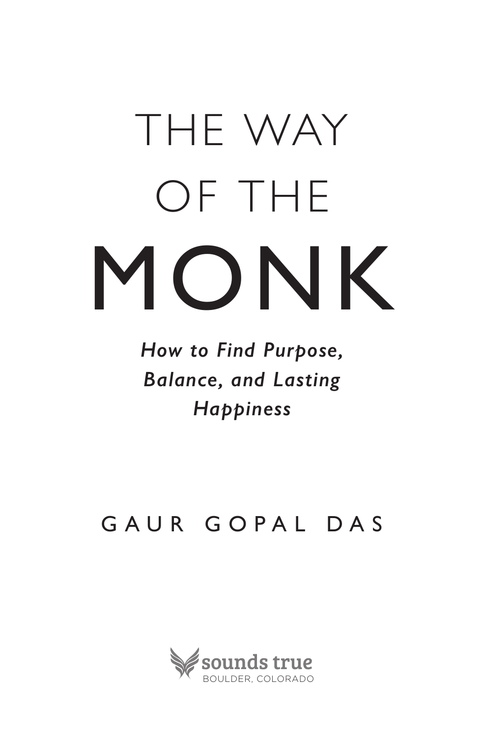# THE WAY OF THE MONK

***How to Find Purpose, Balance, and Lasting Happiness***

GAUR GOPAL DAS

sounds true
BOULDER, COLORADO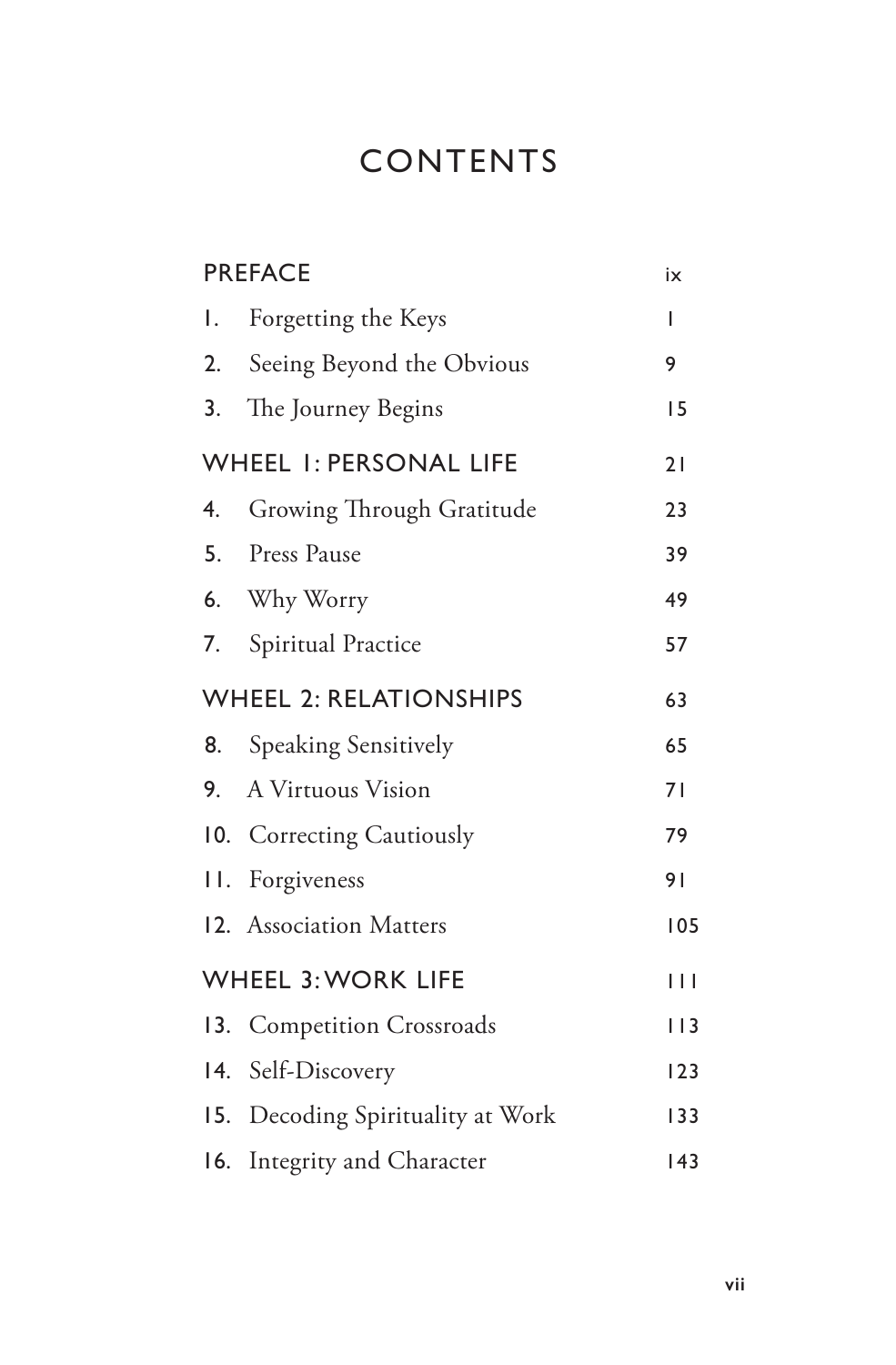# CONTENTS

PREFACE ix

1. Forgetting the Keys 1
2. Seeing Beyond the Obvious 9
3. The Journey Begins 15

WHEEL 1: PERSONAL LIFE 21

4. Growing Through Gratitude 23
5. Press Pause 39
6. Why Worry 49
7. Spiritual Practice 57

WHEEL 2: RELATIONSHIPS 63

8. Speaking Sensitively 65
9. A Virtuous Vision 71
10. Correcting Cautiously 79
11. Forgiveness 91
12. Association Matters 105

WHEEL 3: WORK LIFE 111

13. Competition Crossroads 113
14. Self-Discovery 123
15. Decoding Spirituality at Work 133
16. Integrity and Character 143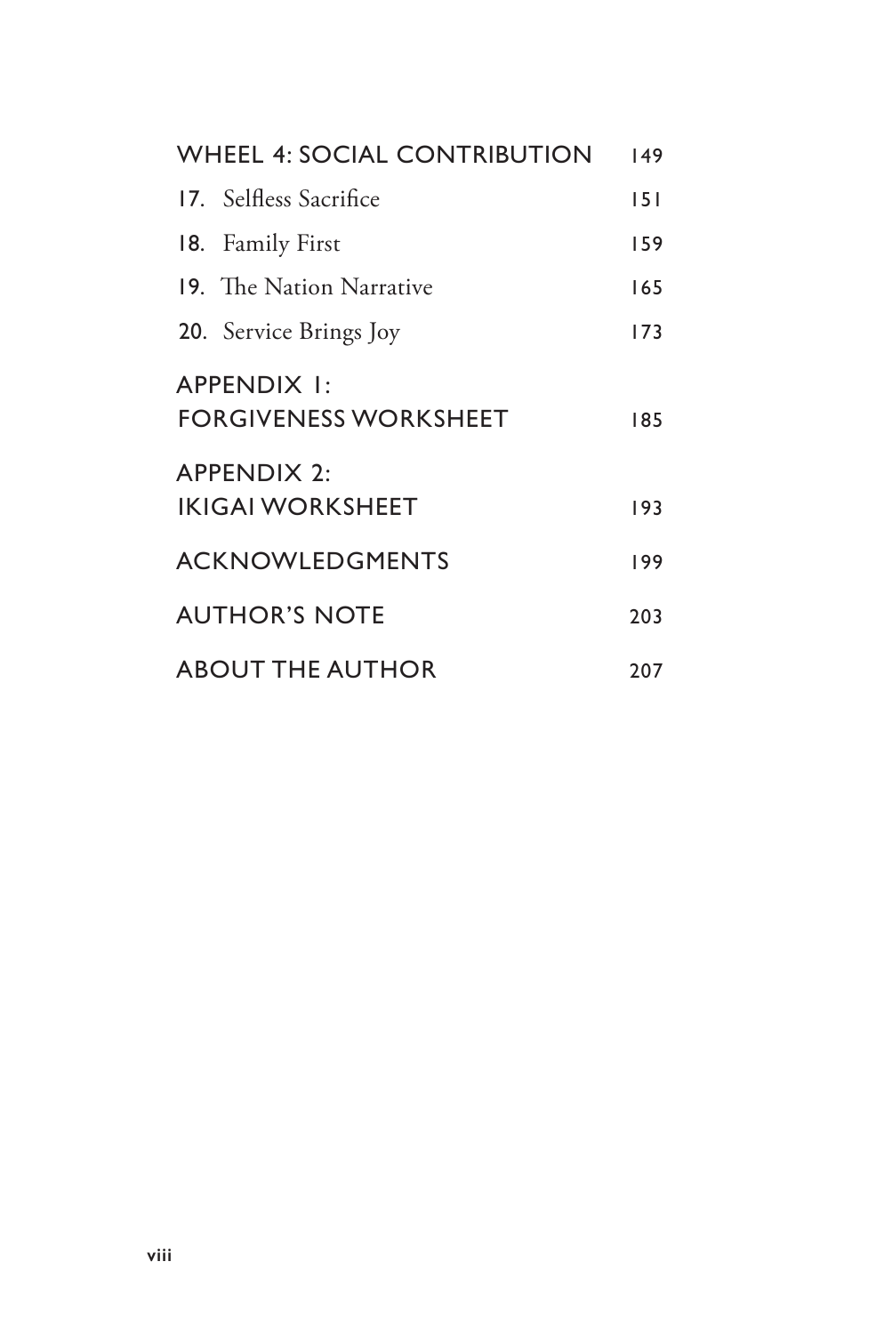WHEEL 4: SOCIAL CONTRIBUTION 149

**17.** Selfless Sacrifice 151

**18.** Family First 159

**19.** The Nation Narrative 165

**20.** Service Brings Joy 173

APPENDIX 1:
FORGIVENESS WORKSHEET 185

APPENDIX 2:
IKIGAI WORKSHEET 193

ACKNOWLEDGMENTS 199

AUTHOR'S NOTE 203

ABOUT THE AUTHOR 207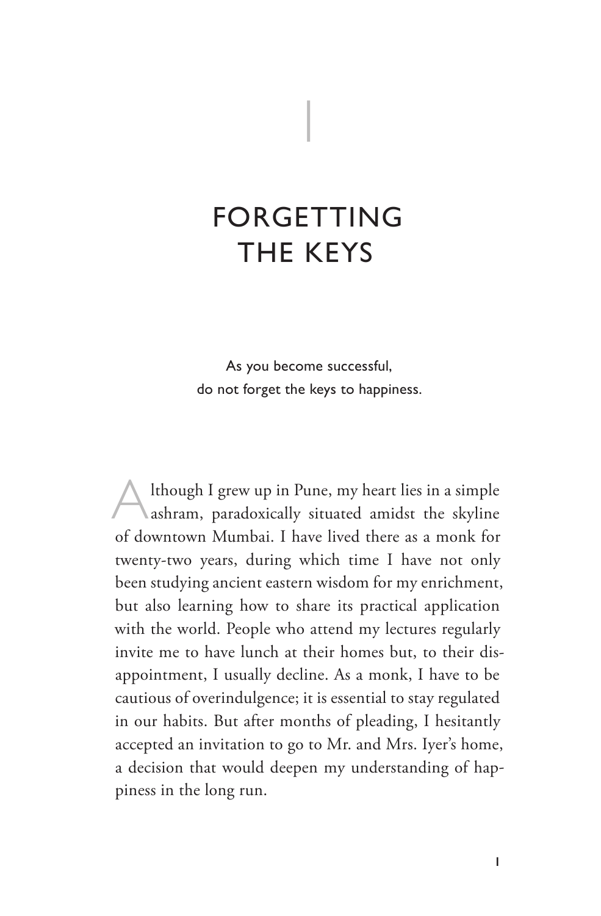# 1

# FORGETTING THE KEYS

As you become successful,
do not forget the keys to happiness.

Although I grew up in Pune, my heart lies in a simple ashram, paradoxically situated amidst the skyline of downtown Mumbai. I have lived there as a monk for twenty-two years, during which time I have not only been studying ancient eastern wisdom for my enrichment, but also learning how to share its practical application with the world. People who attend my lectures regularly invite me to have lunch at their homes but, to their disappointment, I usually decline. As a monk, I have to be cautious of overindulgence; it is essential to stay regulated in our habits. But after months of pleading, I hesitantly accepted an invitation to go to Mr. and Mrs. Iyer's home, a decision that would deepen my understanding of happiness in the long run.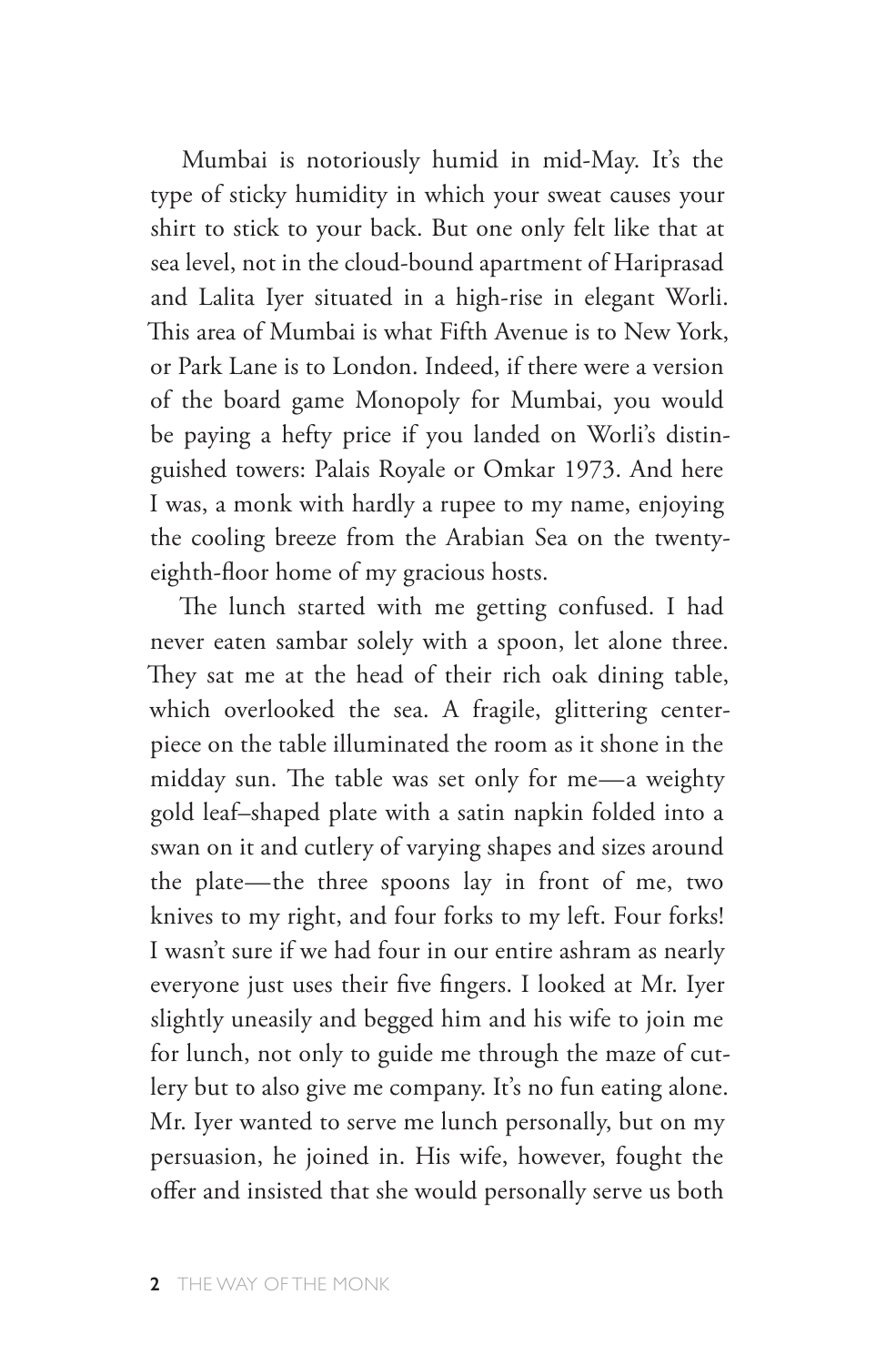Mumbai is notoriously humid in mid-May. It's the type of sticky humidity in which your sweat causes your shirt to stick to your back. But one only felt like that at sea level, not in the cloud-bound apartment of Hariprasad and Lalita Iyer situated in a high-rise in elegant Worli. This area of Mumbai is what Fifth Avenue is to New York, or Park Lane is to London. Indeed, if there were a version of the board game Monopoly for Mumbai, you would be paying a hefty price if you landed on Worli's distinguished towers: Palais Royale or Omkar 1973. And here I was, a monk with hardly a rupee to my name, enjoying the cooling breeze from the Arabian Sea on the twenty-eighth-floor home of my gracious hosts.

The lunch started with me getting confused. I had never eaten sambar solely with a spoon, let alone three. They sat me at the head of their rich oak dining table, which overlooked the sea. A fragile, glittering centerpiece on the table illuminated the room as it shone in the midday sun. The table was set only for me—a weighty gold leaf–shaped plate with a satin napkin folded into a swan on it and cutlery of varying shapes and sizes around the plate—the three spoons lay in front of me, two knives to my right, and four forks to my left. Four forks! I wasn't sure if we had four in our entire ashram as nearly everyone just uses their five fingers. I looked at Mr. Iyer slightly uneasily and begged him and his wife to join me for lunch, not only to guide me through the maze of cutlery but to also give me company. It's no fun eating alone. Mr. Iyer wanted to serve me lunch personally, but on my persuasion, he joined in. His wife, however, fought the offer and insisted that she would personally serve us both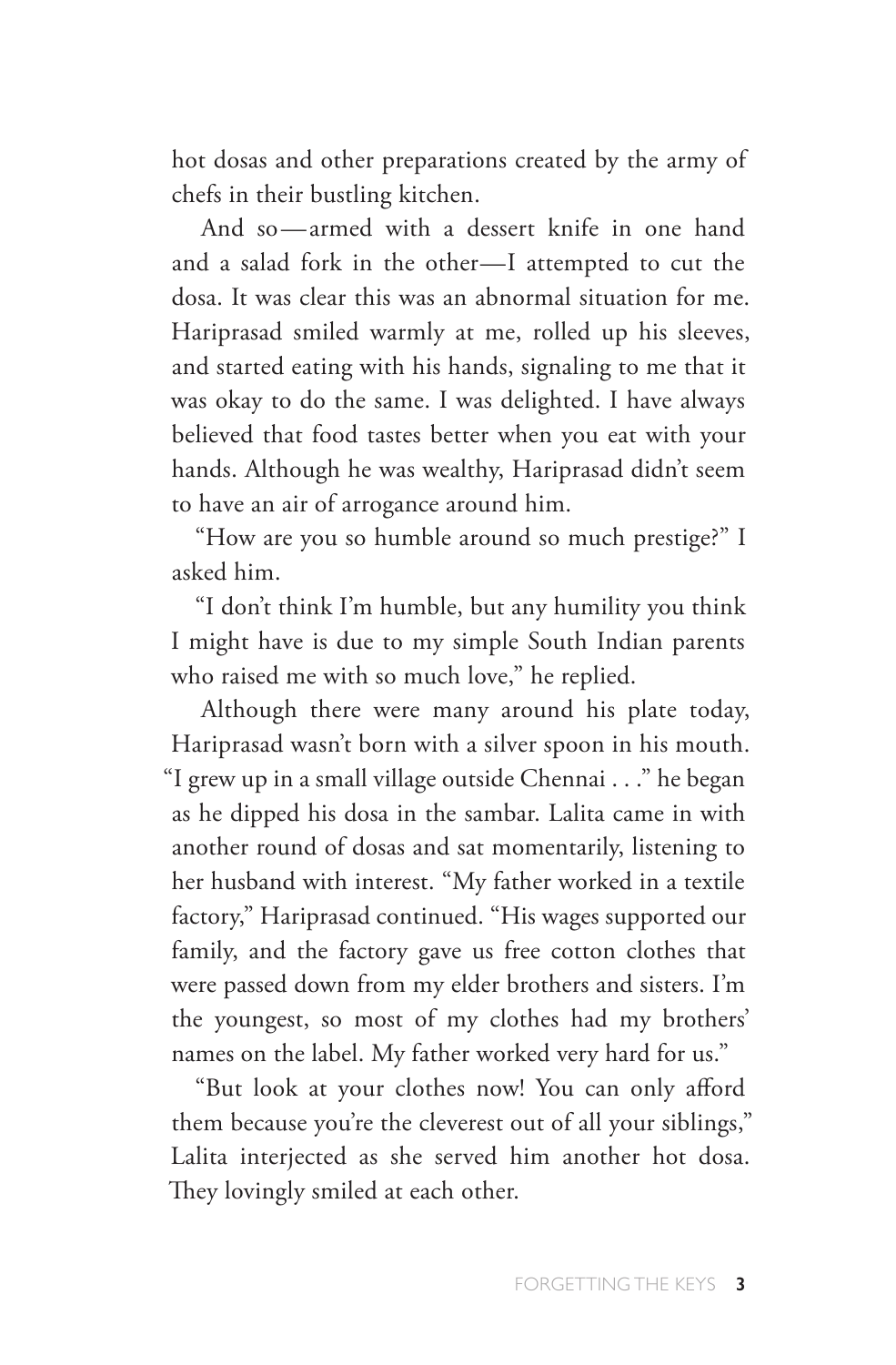hot dosas and other preparations created by the army of chefs in their bustling kitchen.

And so—armed with a dessert knife in one hand and a salad fork in the other—I attempted to cut the dosa. It was clear this was an abnormal situation for me. Hariprasad smiled warmly at me, rolled up his sleeves, and started eating with his hands, signaling to me that it was okay to do the same. I was delighted. I have always believed that food tastes better when you eat with your hands. Although he was wealthy, Hariprasad didn't seem to have an air of arrogance around him.

"How are you so humble around so much prestige?" I asked him.

"I don't think I'm humble, but any humility you think I might have is due to my simple South Indian parents who raised me with so much love," he replied.

Although there were many around his plate today, Hariprasad wasn't born with a silver spoon in his mouth. "I grew up in a small village outside Chennai . . ." he began as he dipped his dosa in the sambar. Lalita came in with another round of dosas and sat momentarily, listening to her husband with interest. "My father worked in a textile factory," Hariprasad continued. "His wages supported our family, and the factory gave us free cotton clothes that were passed down from my elder brothers and sisters. I'm the youngest, so most of my clothes had my brothers' names on the label. My father worked very hard for us."

"But look at your clothes now! You can only afford them because you're the cleverest out of all your siblings," Lalita interjected as she served him another hot dosa. They lovingly smiled at each other.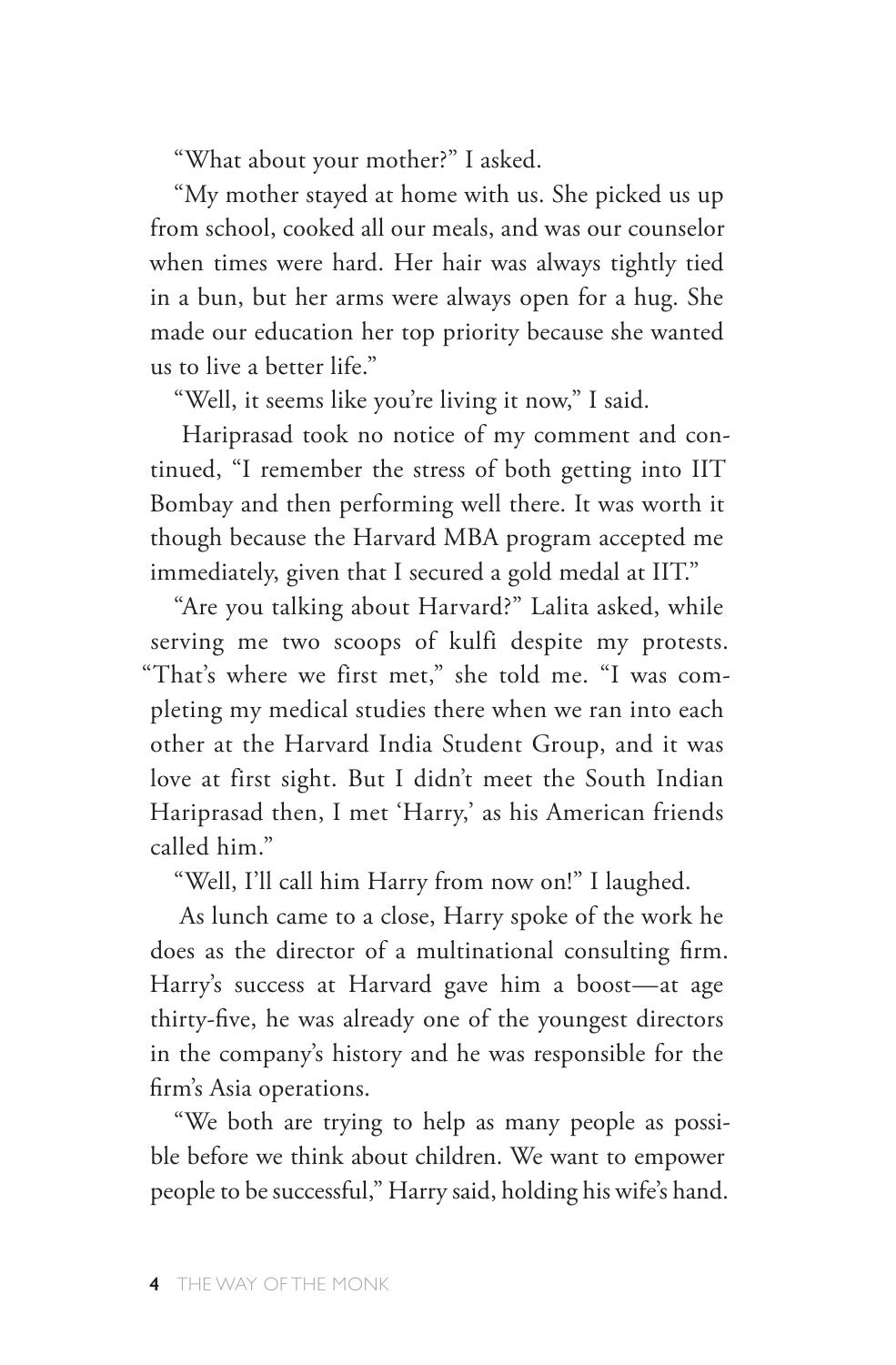"What about your mother?" I asked.

"My mother stayed at home with us. She picked us up from school, cooked all our meals, and was our counselor when times were hard. Her hair was always tightly tied in a bun, but her arms were always open for a hug. She made our education her top priority because she wanted us to live a better life."

"Well, it seems like you're living it now," I said.

Hariprasad took no notice of my comment and continued, "I remember the stress of both getting into IIT Bombay and then performing well there. It was worth it though because the Harvard MBA program accepted me immediately, given that I secured a gold medal at IIT."

"Are you talking about Harvard?" Lalita asked, while serving me two scoops of kulfi despite my protests. "That's where we first met," she told me. "I was completing my medical studies there when we ran into each other at the Harvard India Student Group, and it was love at first sight. But I didn't meet the South Indian Hariprasad then, I met 'Harry,' as his American friends called him."

"Well, I'll call him Harry from now on!" I laughed.

As lunch came to a close, Harry spoke of the work he does as the director of a multinational consulting firm. Harry's success at Harvard gave him a boost—at age thirty-five, he was already one of the youngest directors in the company's history and he was responsible for the firm's Asia operations.

"We both are trying to help as many people as possible before we think about children. We want to empower people to be successful," Harry said, holding his wife's hand.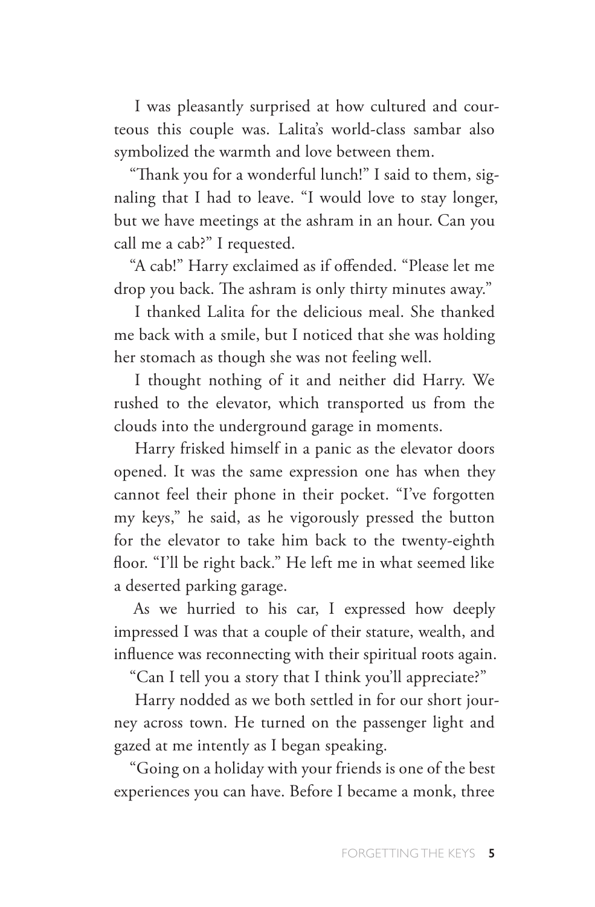I was pleasantly surprised at how cultured and courteous this couple was. Lalita's world-class sambar also symbolized the warmth and love between them.

"Thank you for a wonderful lunch!" I said to them, signaling that I had to leave. "I would love to stay longer, but we have meetings at the ashram in an hour. Can you call me a cab?" I requested.

"A cab!" Harry exclaimed as if offended. "Please let me drop you back. The ashram is only thirty minutes away."

I thanked Lalita for the delicious meal. She thanked me back with a smile, but I noticed that she was holding her stomach as though she was not feeling well.

I thought nothing of it and neither did Harry. We rushed to the elevator, which transported us from the clouds into the underground garage in moments.

Harry frisked himself in a panic as the elevator doors opened. It was the same expression one has when they cannot feel their phone in their pocket. "I've forgotten my keys," he said, as he vigorously pressed the button for the elevator to take him back to the twenty-eighth floor. "I'll be right back." He left me in what seemed like a deserted parking garage.

As we hurried to his car, I expressed how deeply impressed I was that a couple of their stature, wealth, and influence was reconnecting with their spiritual roots again.

"Can I tell you a story that I think you'll appreciate?"

Harry nodded as we both settled in for our short journey across town. He turned on the passenger light and gazed at me intently as I began speaking.

"Going on a holiday with your friends is one of the best experiences you can have. Before I became a monk, three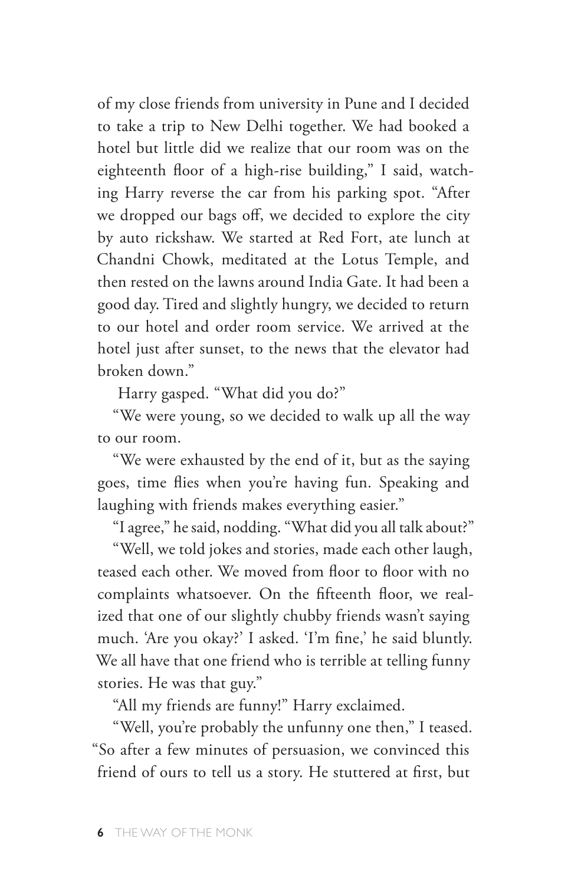of my close friends from university in Pune and I decided to take a trip to New Delhi together. We had booked a hotel but little did we realize that our room was on the eighteenth floor of a high-rise building," I said, watching Harry reverse the car from his parking spot. "After we dropped our bags off, we decided to explore the city by auto rickshaw. We started at Red Fort, ate lunch at Chandni Chowk, meditated at the Lotus Temple, and then rested on the lawns around India Gate. It had been a good day. Tired and slightly hungry, we decided to return to our hotel and order room service. We arrived at the hotel just after sunset, to the news that the elevator had broken down."

Harry gasped. "What did you do?"

"We were young, so we decided to walk up all the way to our room.

"We were exhausted by the end of it, but as the saying goes, time flies when you're having fun. Speaking and laughing with friends makes everything easier."

"I agree," he said, nodding. "What did you all talk about?"

"Well, we told jokes and stories, made each other laugh, teased each other. We moved from floor to floor with no complaints whatsoever. On the fifteenth floor, we realized that one of our slightly chubby friends wasn't saying much. 'Are you okay?' I asked. 'I'm fine,' he said bluntly. We all have that one friend who is terrible at telling funny stories. He was that guy."

"All my friends are funny!" Harry exclaimed.

"Well, you're probably the unfunny one then," I teased. "So after a few minutes of persuasion, we convinced this friend of ours to tell us a story. He stuttered at first, but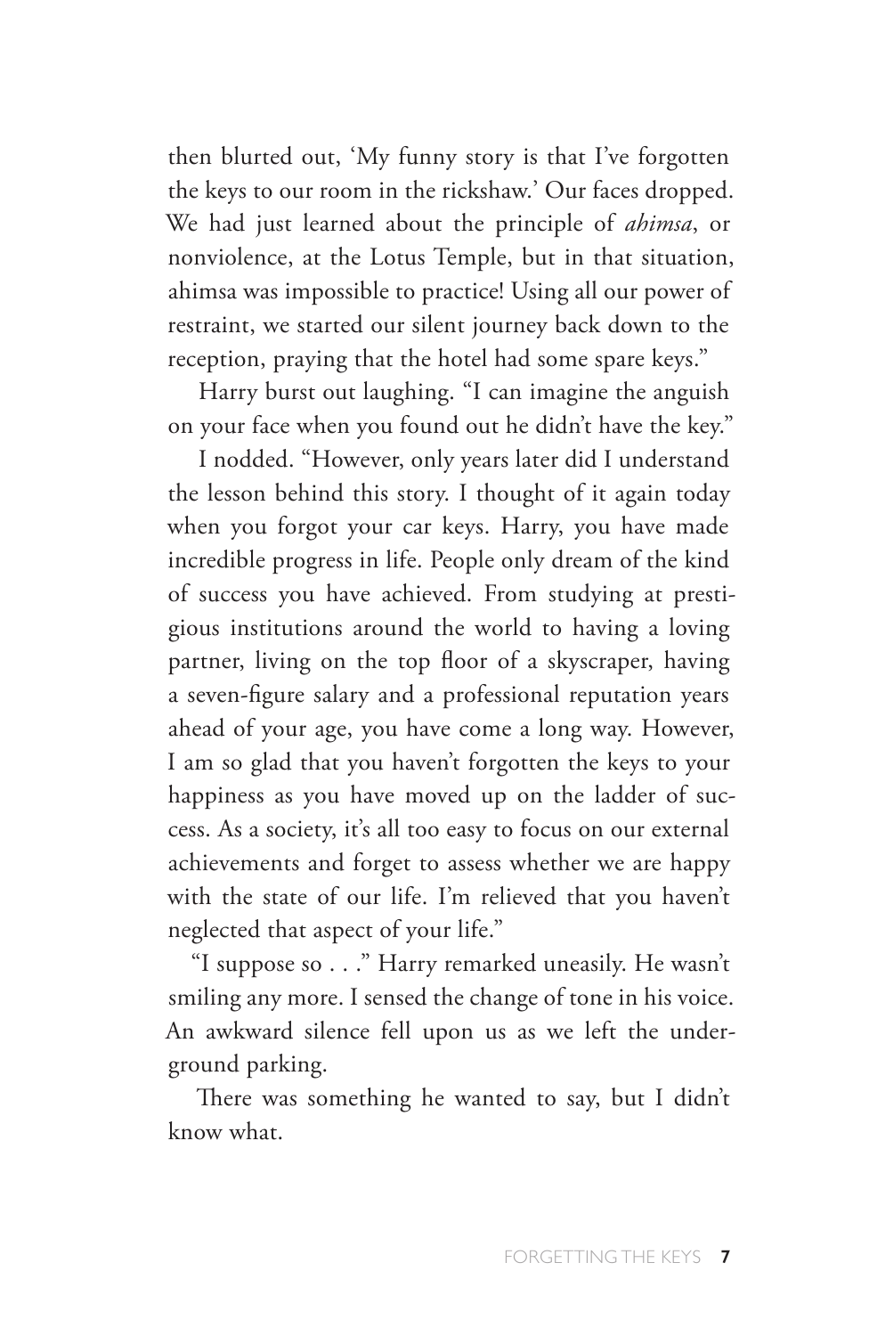then blurted out, 'My funny story is that I've forgotten the keys to our room in the rickshaw.' Our faces dropped. We had just learned about the principle of *ahimsa*, or nonviolence, at the Lotus Temple, but in that situation, ahimsa was impossible to practice! Using all our power of restraint, we started our silent journey back down to the reception, praying that the hotel had some spare keys."

Harry burst out laughing. "I can imagine the anguish on your face when you found out he didn't have the key."

I nodded. "However, only years later did I understand the lesson behind this story. I thought of it again today when you forgot your car keys. Harry, you have made incredible progress in life. People only dream of the kind of success you have achieved. From studying at prestigious institutions around the world to having a loving partner, living on the top floor of a skyscraper, having a seven-figure salary and a professional reputation years ahead of your age, you have come a long way. However, I am so glad that you haven't forgotten the keys to your happiness as you have moved up on the ladder of success. As a society, it's all too easy to focus on our external achievements and forget to assess whether we are happy with the state of our life. I'm relieved that you haven't neglected that aspect of your life."

"I suppose so . . ." Harry remarked uneasily. He wasn't smiling any more. I sensed the change of tone in his voice. An awkward silence fell upon us as we left the underground parking.

There was something he wanted to say, but I didn't know what.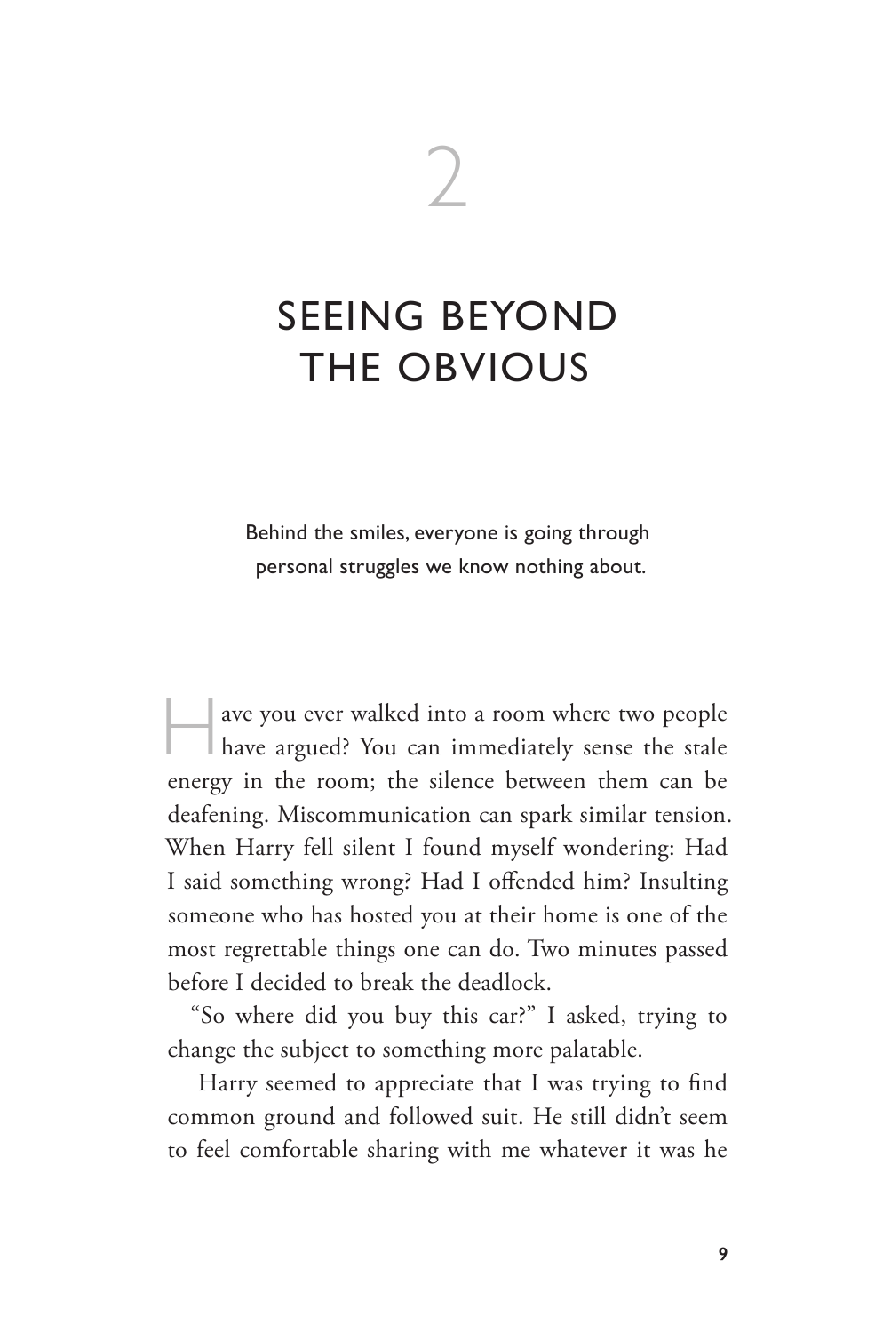# 2

# SEEING BEYOND THE OBVIOUS

Behind the smiles, everyone is going through personal struggles we know nothing about.

Have you ever walked into a room where two people have argued? You can immediately sense the stale energy in the room; the silence between them can be deafening. Miscommunication can spark similar tension. When Harry fell silent I found myself wondering: Had I said something wrong? Had I offended him? Insulting someone who has hosted you at their home is one of the most regrettable things one can do. Two minutes passed before I decided to break the deadlock.

"So where did you buy this car?" I asked, trying to change the subject to something more palatable.

Harry seemed to appreciate that I was trying to find common ground and followed suit. He still didn't seem to feel comfortable sharing with me whatever it was he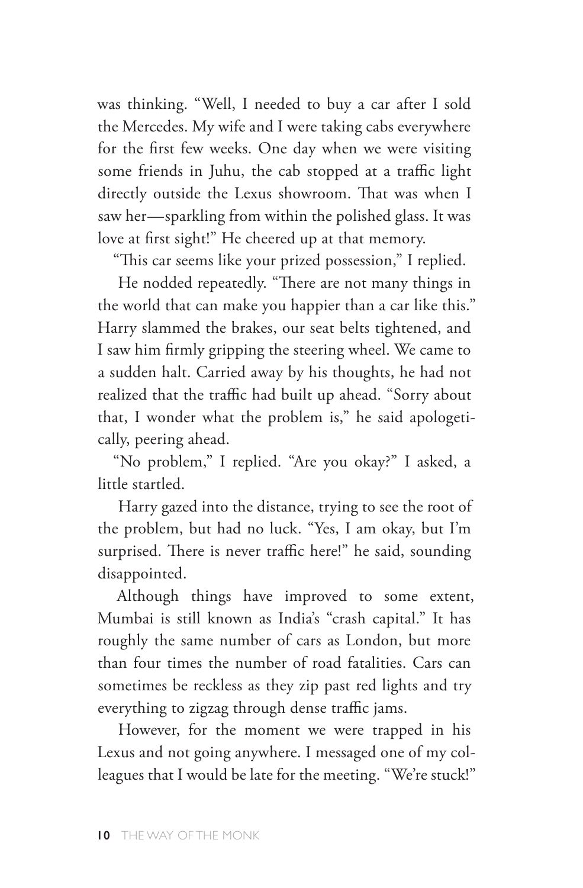was thinking. "Well, I needed to buy a car after I sold the Mercedes. My wife and I were taking cabs everywhere for the first few weeks. One day when we were visiting some friends in Juhu, the cab stopped at a traffic light directly outside the Lexus showroom. That was when I saw her—sparkling from within the polished glass. It was love at first sight!" He cheered up at that memory.

"This car seems like your prized possession," I replied.

He nodded repeatedly. "There are not many things in the world that can make you happier than a car like this." Harry slammed the brakes, our seat belts tightened, and I saw him firmly gripping the steering wheel. We came to a sudden halt. Carried away by his thoughts, he had not realized that the traffic had built up ahead. "Sorry about that, I wonder what the problem is," he said apologetically, peering ahead.

"No problem," I replied. "Are you okay?" I asked, a little startled.

Harry gazed into the distance, trying to see the root of the problem, but had no luck. "Yes, I am okay, but I'm surprised. There is never traffic here!" he said, sounding disappointed.

Although things have improved to some extent, Mumbai is still known as India's "crash capital." It has roughly the same number of cars as London, but more than four times the number of road fatalities. Cars can sometimes be reckless as they zip past red lights and try everything to zigzag through dense traffic jams.

However, for the moment we were trapped in his Lexus and not going anywhere. I messaged one of my colleagues that I would be late for the meeting. "We're stuck!"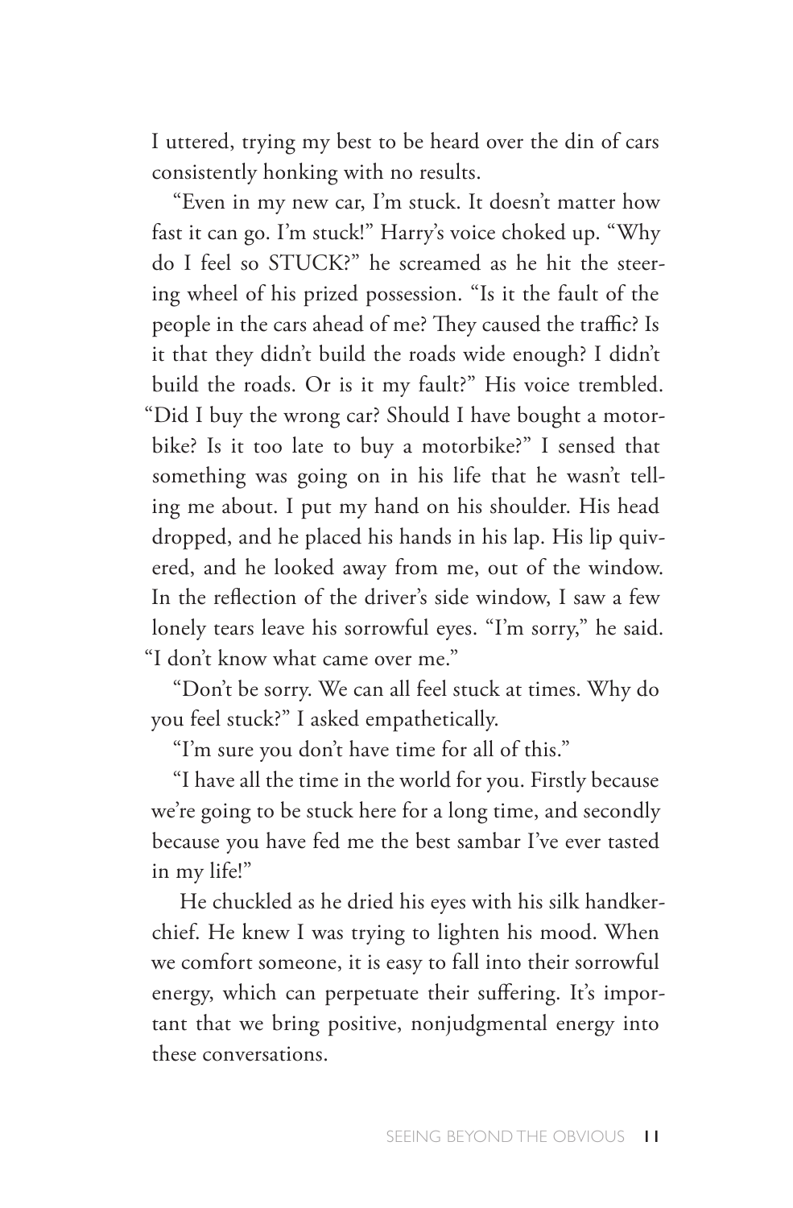I uttered, trying my best to be heard over the din of cars consistently honking with no results.

"Even in my new car, I'm stuck. It doesn't matter how fast it can go. I'm stuck!" Harry's voice choked up. "Why do I feel so STUCK?" he screamed as he hit the steering wheel of his prized possession. "Is it the fault of the people in the cars ahead of me? They caused the traffic? Is it that they didn't build the roads wide enough? I didn't build the roads. Or is it my fault?" His voice trembled. "Did I buy the wrong car? Should I have bought a motorbike? Is it too late to buy a motorbike?" I sensed that something was going on in his life that he wasn't telling me about. I put my hand on his shoulder. His head dropped, and he placed his hands in his lap. His lip quivered, and he looked away from me, out of the window. In the reflection of the driver's side window, I saw a few lonely tears leave his sorrowful eyes. "I'm sorry," he said. "I don't know what came over me."

"Don't be sorry. We can all feel stuck at times. Why do you feel stuck?" I asked empathetically.

"I'm sure you don't have time for all of this."

"I have all the time in the world for you. Firstly because we're going to be stuck here for a long time, and secondly because you have fed me the best sambar I've ever tasted in my life!"

He chuckled as he dried his eyes with his silk handkerchief. He knew I was trying to lighten his mood. When we comfort someone, it is easy to fall into their sorrowful energy, which can perpetuate their suffering. It's important that we bring positive, nonjudgmental energy into these conversations.